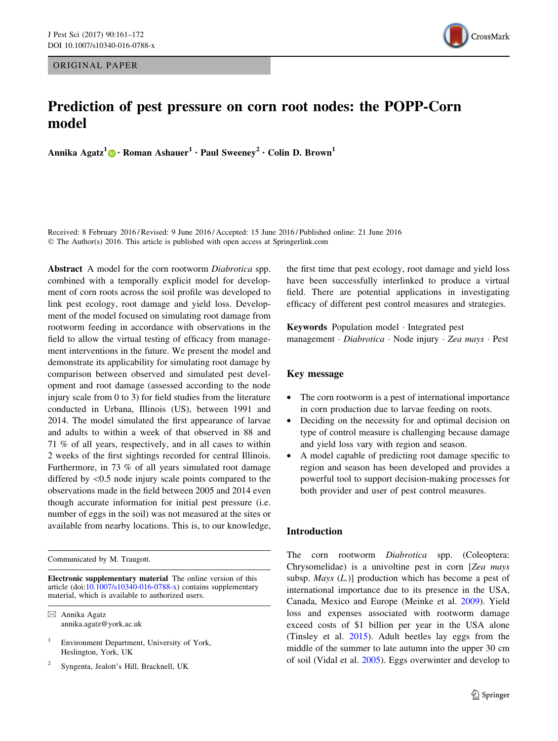ORIGINAL PAPER

# Prediction of pest pressure on corn root nodes: the POPP-Corn model

**Annika Agatz[1] · Roman Ashauer[1] · Paul Sweeney[2] · Colin D. Brown[1]**

Received: 8 February 2016 / Revised: 9 June 2016 / Accepted: 15 June 2016 / Published online: 21 June 2016
© The Author(s) 2016. This article is published with open access at Springerlink.com

**Abstract** A model for the corn rootworm *Diabrotica* spp. combined with a temporally explicit model for development of corn roots across the soil profile was developed to link pest ecology, root damage and yield loss. Development of the model focused on simulating root damage from rootworm feeding in accordance with observations in the field to allow the virtual testing of efficacy from management interventions in the future. We present the model and demonstrate its applicability for simulating root damage by comparison between observed and simulated pest development and root damage (assessed according to the node injury scale from 0 to 3) for field studies from the literature conducted in Urbana, Illinois (US), between 1991 and 2014. The model simulated the first appearance of larvae and adults to within a week of that observed in 88 and 71 % of all years, respectively, and in all cases to within 2 weeks of the first sightings recorded for central Illinois. Furthermore, in 73 % of all years simulated root damage differed by <0.5 node injury scale points compared to the observations made in the field between 2005 and 2014 even though accurate information for initial pest pressure (i.e. number of eggs in the soil) was not measured at the sites or available from nearby locations. This is, to our knowledge, the first time that pest ecology, root damage and yield loss have been successfully interlinked to produce a virtual field. There are potential applications in investigating efficacy of different pest control measures and strategies.

**Keywords** Population model · Integrated pest management · *Diabrotica* · Node injury · *Zea mays* · Pest

## Key message

- The corn rootworm is a pest of international importance in corn production due to larvae feeding on roots.
- Deciding on the necessity for and optimal decision on type of control measure is challenging because damage and yield loss vary with region and season.
- A model capable of predicting root damage specific to region and season has been developed and provides a powerful tool to support decision-making processes for both provider and user of pest control measures.

## Introduction

The corn rootworm *Diabrotica* spp. (Coleoptera: Chrysomelidae) is a univoltine pest in corn [*Zea mays* subsp. *Mays* (*L.*)] production which has become a pest of international importance due to its presence in the USA, Canada, Mexico and Europe (Meinke et al. 2009). Yield loss and expenses associated with rootworm damage exceed costs of $1 billion per year in the USA alone (Tinsley et al. 2015). Adult beetles lay eggs from the middle of the summer to late autumn into the upper 30 cm of soil (Vidal et al. 2005). Eggs overwinter and develop to

---

Communicated by M. Traugott.

**Electronic supplementary material** The online version of this article (doi:10.1007/s10340-016-0788-x) contains supplementary material, which is available to authorized users.

✉ Annika Agatz
annika.agatz@york.ac.uk

[1] Environment Department, University of York, Heslington, York, UK

[2] Syngenta, Jealott's Hill, Bracknell, UK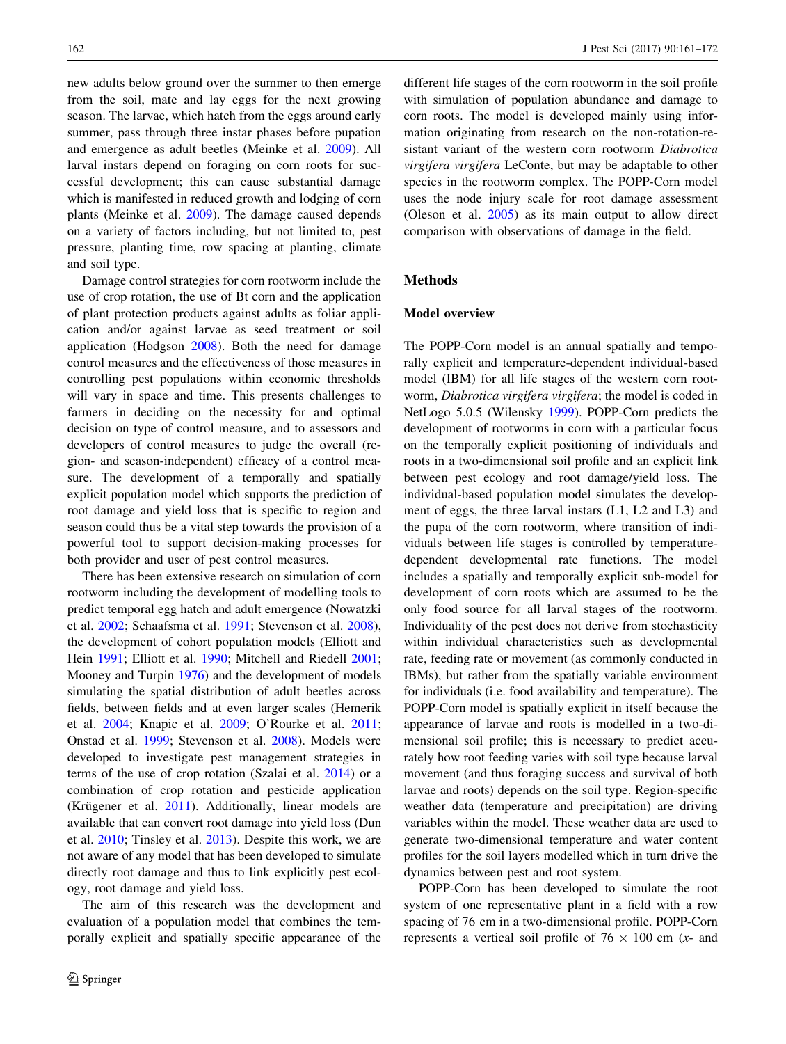new adults below ground over the summer to then emerge from the soil, mate and lay eggs for the next growing season. The larvae, which hatch from the eggs around early summer, pass through three instar phases before pupation and emergence as adult beetles (Meinke et al. 2009). All larval instars depend on foraging on corn roots for successful development; this can cause substantial damage which is manifested in reduced growth and lodging of corn plants (Meinke et al. 2009). The damage caused depends on a variety of factors including, but not limited to, pest pressure, planting time, row spacing at planting, climate and soil type.

Damage control strategies for corn rootworm include the use of crop rotation, the use of Bt corn and the application of plant protection products against adults as foliar application and/or against larvae as seed treatment or soil application (Hodgson 2008). Both the need for damage control measures and the effectiveness of those measures in controlling pest populations within economic thresholds will vary in space and time. This presents challenges to farmers in deciding on the necessity for and optimal decision on type of control measure, and to assessors and developers of control measures to judge the overall (region- and season-independent) efficacy of a control measure. The development of a temporally and spatially explicit population model which supports the prediction of root damage and yield loss that is specific to region and season could thus be a vital step towards the provision of a powerful tool to support decision-making processes for both provider and user of pest control measures.

There has been extensive research on simulation of corn rootworm including the development of modelling tools to predict temporal egg hatch and adult emergence (Nowatzki et al. 2002; Schaafsma et al. 1991; Stevenson et al. 2008), the development of cohort population models (Elliott and Hein 1991; Elliott et al. 1990; Mitchell and Riedell 2001; Mooney and Turpin 1976) and the development of models simulating the spatial distribution of adult beetles across fields, between fields and at even larger scales (Hemerik et al. 2004; Knapic et al. 2009; O'Rourke et al. 2011; Onstad et al. 1999; Stevenson et al. 2008). Models were developed to investigate pest management strategies in terms of the use of crop rotation (Szalai et al. 2014) or a combination of crop rotation and pesticide application (Krügener et al. 2011). Additionally, linear models are available that can convert root damage into yield loss (Dun et al. 2010; Tinsley et al. 2013). Despite this work, we are not aware of any model that has been developed to simulate directly root damage and thus to link explicitly pest ecology, root damage and yield loss.

The aim of this research was the development and evaluation of a population model that combines the temporally explicit and spatially specific appearance of the different life stages of the corn rootworm in the soil profile with simulation of population abundance and damage to corn roots. The model is developed mainly using information originating from research on the non-rotation-resistant variant of the western corn rootworm *Diabrotica virgifera virgifera* LeConte, but may be adaptable to other species in the rootworm complex. The POPP-Corn model uses the node injury scale for root damage assessment (Oleson et al. 2005) as its main output to allow direct comparison with observations of damage in the field.

## Methods

### Model overview

The POPP-Corn model is an annual spatially and temporally explicit and temperature-dependent individual-based model (IBM) for all life stages of the western corn rootworm, *Diabrotica virgifera virgifera*; the model is coded in NetLogo 5.0.5 (Wilensky 1999). POPP-Corn predicts the development of rootworms in corn with a particular focus on the temporally explicit positioning of individuals and roots in a two-dimensional soil profile and an explicit link between pest ecology and root damage/yield loss. The individual-based population model simulates the development of eggs, the three larval instars (L1, L2 and L3) and the pupa of the corn rootworm, where transition of individuals between life stages is controlled by temperature-dependent developmental rate functions. The model includes a spatially and temporally explicit sub-model for development of corn roots which are assumed to be the only food source for all larval stages of the rootworm. Individuality of the pest does not derive from stochasticity within individual characteristics such as developmental rate, feeding rate or movement (as commonly conducted in IBMs), but rather from the spatially variable environment for individuals (i.e. food availability and temperature). The POPP-Corn model is spatially explicit in itself because the appearance of larvae and roots is modelled in a two-dimensional soil profile; this is necessary to predict accurately how root feeding varies with soil type because larval movement (and thus foraging success and survival of both larvae and roots) depends on the soil type. Region-specific weather data (temperature and precipitation) are driving variables within the model. These weather data are used to generate two-dimensional temperature and water content profiles for the soil layers modelled which in turn drive the dynamics between pest and root system.

POPP-Corn has been developed to simulate the root system of one representative plant in a field with a row spacing of 76 cm in a two-dimensional profile. POPP-Corn represents a vertical soil profile of 76 × 100 cm (*x*- and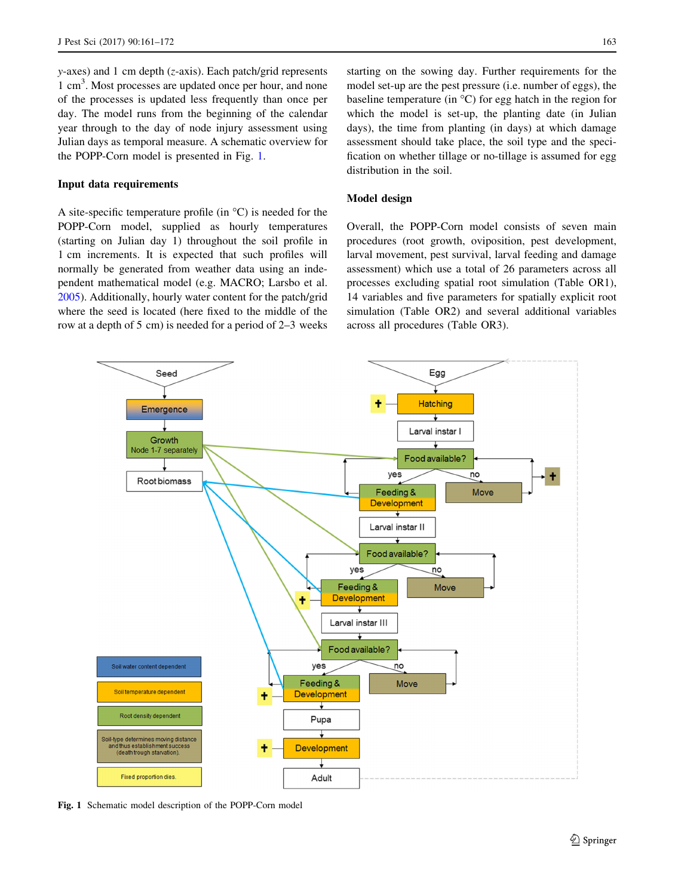y-axes) and 1 cm depth (z-axis). Each patch/grid represents 1 $cm^3$. Most processes are updated once per hour, and none of the processes is updated less frequently than once per day. The model runs from the beginning of the calendar year through to the day of node injury assessment using Julian days as temporal measure. A schematic overview for the POPP-Corn model is presented in Fig. 1.

### Input data requirements

A site-specific temperature profile (in °C) is needed for the POPP-Corn model, supplied as hourly temperatures (starting on Julian day 1) throughout the soil profile in 1 cm increments. It is expected that such profiles will normally be generated from weather data using an independent mathematical model (e.g. MACRO; Larsbo et al. 2005). Additionally, hourly water content for the patch/grid where the seed is located (here fixed to the middle of the row at a depth of 5 cm) is needed for a period of 2–3 weeks starting on the sowing day. Further requirements for the model set-up are the pest pressure (i.e. number of eggs), the baseline temperature (in °C) for egg hatch in the region for which the model is set-up, the planting date (in Julian days), the time from planting (in days) at which damage assessment should take place, the soil type and the specification on whether tillage or no-tillage is assumed for egg distribution in the soil.

### Model design

Overall, the POPP-Corn model consists of seven main procedures (root growth, oviposition, pest development, larval movement, pest survival, larval feeding and damage assessment) which use a total of 26 parameters across all processes excluding spatial root simulation (Table OR1), 14 variables and five parameters for spatially explicit root simulation (Table OR2) and several additional variables across all procedures (Table OR3).

**Fig. 1** Schematic model description of the POPP-Corn model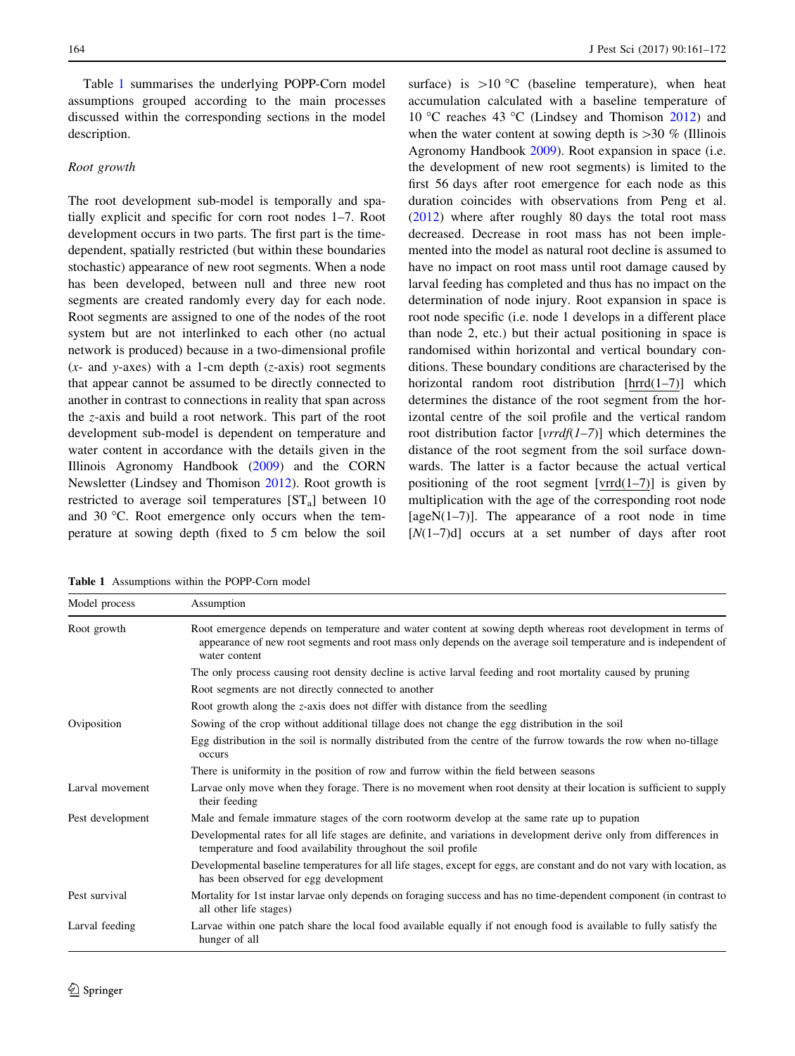Table 1 summarises the underlying POPP-Corn model assumptions grouped according to the main processes discussed within the corresponding sections in the model description.

*Root growth*

The root development sub-model is temporally and spatially explicit and specific for corn root nodes 1–7. Root development occurs in two parts. The first part is the time-dependent, spatially restricted (but within these boundaries stochastic) appearance of new root segments. When a node has been developed, between null and three new root segments are created randomly every day for each node. Root segments are assigned to one of the nodes of the root system but are not interlinked to each other (no actual network is produced) because in a two-dimensional profile (*x*- and *y*-axes) with a 1-cm depth (*z*-axis) root segments that appear cannot be assumed to be directly connected to another in contrast to connections in reality that span across the *z*-axis and build a root network. This part of the root development sub-model is dependent on temperature and water content in accordance with the details given in the Illinois Agronomy Handbook (2009) and the CORN Newsletter (Lindsey and Thomison 2012). Root growth is restricted to average soil temperatures [$ST_a$] between 10 and 30 °C. Root emergence only occurs when the temperature at sowing depth (fixed to 5 cm below the soil surface) is >10 °C (baseline temperature), when heat accumulation calculated with a baseline temperature of 10 °C reaches 43 °C (Lindsey and Thomison 2012) and when the water content at sowing depth is >30 % (Illinois Agronomy Handbook 2009). Root expansion in space (i.e. the development of new root segments) is limited to the first 56 days after root emergence for each node as this duration coincides with observations from Peng et al. (2012) where after roughly 80 days the total root mass decreased. Decrease in root mass has not been implemented into the model as natural root decline is assumed to have no impact on root mass until root damage caused by larval feeding has completed and thus has no impact on the determination of node injury. Root expansion in space is root node specific (i.e. node 1 develops in a different place than node 2, etc.) but their actual positioning in space is randomised within horizontal and vertical boundary conditions. These boundary conditions are characterised by the horizontal random root distribution [hrrd(1–7)] which determines the distance of the root segment from the horizontal centre of the soil profile and the vertical random root distribution factor [*vrrdf(1–7)*] which determines the distance of the root segment from the soil surface downwards. The latter is a factor because the actual vertical positioning of the root segment [vrrd(1–7)] is given by multiplication with the age of the corresponding root node [ageN(1–7)]. The appearance of a root node in time [*N*(1–7)d] occurs at a set number of days after root

**Table 1** Assumptions within the POPP-Corn model

| Model process | Assumption |
|---|---|
| Root growth | Root emergence depends on temperature and water content at sowing depth whereas root development in terms of appearance of new root segments and root mass only depends on the average soil temperature and is independent of water content |
| | The only process causing root density decline is active larval feeding and root mortality caused by pruning |
| | Root segments are not directly connected to another |
| | Root growth along the *z*-axis does not differ with distance from the seedling |
| Oviposition | Sowing of the crop without additional tillage does not change the egg distribution in the soil |
| | Egg distribution in the soil is normally distributed from the centre of the furrow towards the row when no-tillage occurs |
| | There is uniformity in the position of row and furrow within the field between seasons |
| Larval movement | Larvae only move when they forage. There is no movement when root density at their location is sufficient to supply their feeding |
| Pest development | Male and female immature stages of the corn rootworm develop at the same rate up to pupation |
| | Developmental rates for all life stages are definite, and variations in development derive only from differences in temperature and food availability throughout the soil profile |
| | Developmental baseline temperatures for all life stages, except for eggs, are constant and do not vary with location, as has been observed for egg development |
| Pest survival | Mortality for 1st instar larvae only depends on foraging success and has no time-dependent component (in contrast to all other life stages) |
| Larval feeding | Larvae within one patch share the local food available equally if not enough food is available to fully satisfy the hunger of all |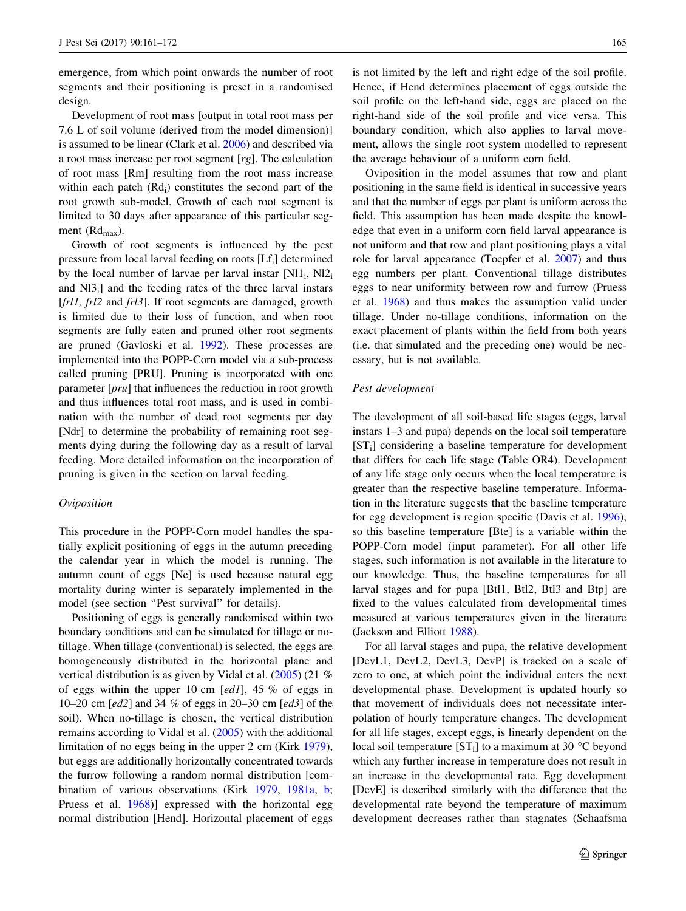emergence, from which point onwards the number of root segments and their positioning is preset in a randomised design.

Development of root mass [output in total root mass per 7.6 L of soil volume (derived from the model dimension)] is assumed to be linear (Clark et al. 2006) and described via a root mass increase per root segment [*rg*]. The calculation of root mass [Rm] resulting from the root mass increase within each patch ($Rd_i$) constitutes the second part of the root growth sub-model. Growth of each root segment is limited to 30 days after appearance of this particular segment ($Rd_{max}$).

Growth of root segments is influenced by the pest pressure from local larval feeding on roots [$Lf_i$] determined by the local number of larvae per larval instar [$Nl1_i$, $Nl2_i$ and $Nl3_i$] and the feeding rates of the three larval instars [*frl1, frl2* and *frl3*]. If root segments are damaged, growth is limited due to their loss of function, and when root segments are fully eaten and pruned other root segments are pruned (Gavloski et al. 1992). These processes are implemented into the POPP-Corn model via a sub-process called pruning [PRU]. Pruning is incorporated with one parameter [*pru*] that influences the reduction in root growth and thus influences total root mass, and is used in combination with the number of dead root segments per day [Ndr] to determine the probability of remaining root segments dying during the following day as a result of larval feeding. More detailed information on the incorporation of pruning is given in the section on larval feeding.

### *Oviposition*

This procedure in the POPP-Corn model handles the spatially explicit positioning of eggs in the autumn preceding the calendar year in which the model is running. The autumn count of eggs [Ne] is used because natural egg mortality during winter is separately implemented in the model (see section "Pest survival" for details).

Positioning of eggs is generally randomised within two boundary conditions and can be simulated for tillage or no-tillage. When tillage (conventional) is selected, the eggs are homogeneously distributed in the horizontal plane and vertical distribution is as given by Vidal et al. (2005) (21 % of eggs within the upper 10 cm [*ed1*], 45 % of eggs in 10–20 cm [*ed2*] and 34 % of eggs in 20–30 cm [*ed3*] of the soil). When no-tillage is chosen, the vertical distribution remains according to Vidal et al. (2005) with the additional limitation of no eggs being in the upper 2 cm (Kirk 1979), but eggs are additionally horizontally concentrated towards the furrow following a random normal distribution [combination of various observations (Kirk 1979, 1981a, b; Pruess et al. 1968)] expressed with the horizontal egg normal distribution [Hend]. Horizontal placement of eggs is not limited by the left and right edge of the soil profile. Hence, if Hend determines placement of eggs outside the soil profile on the left-hand side, eggs are placed on the right-hand side of the soil profile and vice versa. This boundary condition, which also applies to larval movement, allows the single root system modelled to represent the average behaviour of a uniform corn field.

Oviposition in the model assumes that row and plant positioning in the same field is identical in successive years and that the number of eggs per plant is uniform across the field. This assumption has been made despite the knowledge that even in a uniform corn field larval appearance is not uniform and that row and plant positioning plays a vital role for larval appearance (Toepfer et al. 2007) and thus egg numbers per plant. Conventional tillage distributes eggs to near uniformity between row and furrow (Pruess et al. 1968) and thus makes the assumption valid under tillage. Under no-tillage conditions, information on the exact placement of plants within the field from both years (i.e. that simulated and the preceding one) would be necessary, but is not available.

### *Pest development*

The development of all soil-based life stages (eggs, larval instars 1–3 and pupa) depends on the local soil temperature [$ST_i$] considering a baseline temperature for development that differs for each life stage (Table OR4). Development of any life stage only occurs when the local temperature is greater than the respective baseline temperature. Information in the literature suggests that the baseline temperature for egg development is region specific (Davis et al. 1996), so this baseline temperature [Bte] is a variable within the POPP-Corn model (input parameter). For all other life stages, such information is not available in the literature to our knowledge. Thus, the baseline temperatures for all larval stages and for pupa [Btl1, Btl2, Btl3 and Btp] are fixed to the values calculated from developmental times measured at various temperatures given in the literature (Jackson and Elliott 1988).

For all larval stages and pupa, the relative development [DevL1, DevL2, DevL3, DevP] is tracked on a scale of zero to one, at which point the individual enters the next developmental phase. Development is updated hourly so that movement of individuals does not necessitate interpolation of hourly temperature changes. The development for all life stages, except eggs, is linearly dependent on the local soil temperature [$ST_i$] to a maximum at 30 °C beyond which any further increase in temperature does not result in an increase in the developmental rate. Egg development [DevE] is described similarly with the difference that the developmental rate beyond the temperature of maximum development decreases rather than stagnates (Schaafsma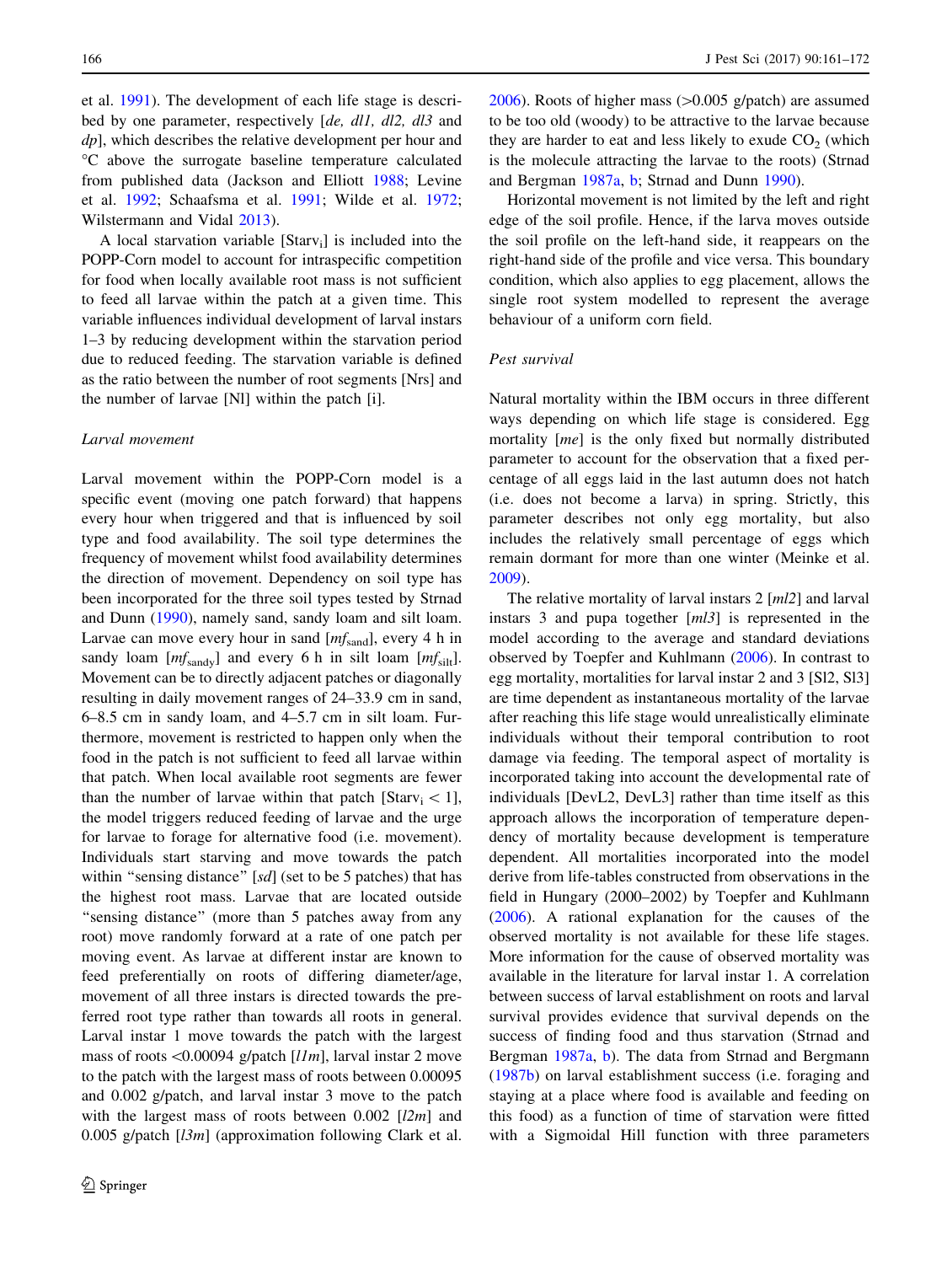et al. 1991). The development of each life stage is described by one parameter, respectively [*de, dl1, dl2, dl3* and *dp*], which describes the relative development per hour and °C above the surrogate baseline temperature calculated from published data (Jackson and Elliott 1988; Levine et al. 1992; Schaafsma et al. 1991; Wilde et al. 1972; Wilstermann and Vidal 2013).

A local starvation variable [$Starv_i$] is included into the POPP-Corn model to account for intraspecific competition for food when locally available root mass is not sufficient to feed all larvae within the patch at a given time. This variable influences individual development of larval instars 1–3 by reducing development within the starvation period due to reduced feeding. The starvation variable is defined as the ratio between the number of root segments [Nrs] and the number of larvae [Nl] within the patch [i].

### Larval movement

Larval movement within the POPP-Corn model is a specific event (moving one patch forward) that happens every hour when triggered and that is influenced by soil type and food availability. The soil type determines the frequency of movement whilst food availability determines the direction of movement. Dependency on soil type has been incorporated for the three soil types tested by Strnad and Dunn (1990), namely sand, sandy loam and silt loam. Larvae can move every hour in sand [$mf_{sand}$], every 4 h in sandy loam [$mf_{sandy}$] and every 6 h in silt loam [$mf_{silt}$]. Movement can be to directly adjacent patches or diagonally resulting in daily movement ranges of 24–33.9 cm in sand, 6–8.5 cm in sandy loam, and 4–5.7 cm in silt loam. Furthermore, movement is restricted to happen only when the food in the patch is not sufficient to feed all larvae within that patch. When local available root segments are fewer than the number of larvae within that patch [$Starv_i < 1$], the model triggers reduced feeding of larvae and the urge for larvae to forage for alternative food (i.e. movement). Individuals start starving and move towards the patch within "sensing distance" [*sd*] (set to be 5 patches) that has the highest root mass. Larvae that are located outside "sensing distance" (more than 5 patches away from any root) move randomly forward at a rate of one patch per moving event. As larvae at different instar are known to feed preferentially on roots of differing diameter/age, movement of all three instars is directed towards the preferred root type rather than towards all roots in general. Larval instar 1 move towards the patch with the largest mass of roots <0.00094 g/patch [*l1m*], larval instar 2 move to the patch with the largest mass of roots between 0.00095 and 0.002 g/patch, and larval instar 3 move to the patch with the largest mass of roots between 0.002 [*l2m*] and 0.005 g/patch [*l3m*] (approximation following Clark et al. 2006). Roots of higher mass (>0.005 g/patch) are assumed to be too old (woody) to be attractive to the larvae because they are harder to eat and less likely to exude $CO_2$ (which is the molecule attracting the larvae to the roots) (Strnad and Bergman 1987a, b; Strnad and Dunn 1990).

Horizontal movement is not limited by the left and right edge of the soil profile. Hence, if the larva moves outside the soil profile on the left-hand side, it reappears on the right-hand side of the profile and vice versa. This boundary condition, which also applies to egg placement, allows the single root system modelled to represent the average behaviour of a uniform corn field.

### Pest survival

Natural mortality within the IBM occurs in three different ways depending on which life stage is considered. Egg mortality [*me*] is the only fixed but normally distributed parameter to account for the observation that a fixed percentage of all eggs laid in the last autumn does not hatch (i.e. does not become a larva) in spring. Strictly, this parameter describes not only egg mortality, but also includes the relatively small percentage of eggs which remain dormant for more than one winter (Meinke et al. 2009).

The relative mortality of larval instars 2 [*ml2*] and larval instars 3 and pupa together [*ml3*] is represented in the model according to the average and standard deviations observed by Toepfer and Kuhlmann (2006). In contrast to egg mortality, mortalities for larval instar 2 and 3 [Sl2, Sl3] are time dependent as instantaneous mortality of the larvae after reaching this life stage would unrealistically eliminate individuals without their temporal contribution to root damage via feeding. The temporal aspect of mortality is incorporated taking into account the developmental rate of individuals [DevL2, DevL3] rather than time itself as this approach allows the incorporation of temperature dependency of mortality because development is temperature dependent. All mortalities incorporated into the model derive from life-tables constructed from observations in the field in Hungary (2000–2002) by Toepfer and Kuhlmann (2006). A rational explanation for the causes of the observed mortality is not available for these life stages. More information for the cause of observed mortality was available in the literature for larval instar 1. A correlation between success of larval establishment on roots and larval survival provides evidence that survival depends on the success of finding food and thus starvation (Strnad and Bergman 1987a, b). The data from Strnad and Bergmann (1987b) on larval establishment success (i.e. foraging and staying at a place where food is available and feeding on this food) as a function of time of starvation were fitted with a Sigmoidal Hill function with three parameters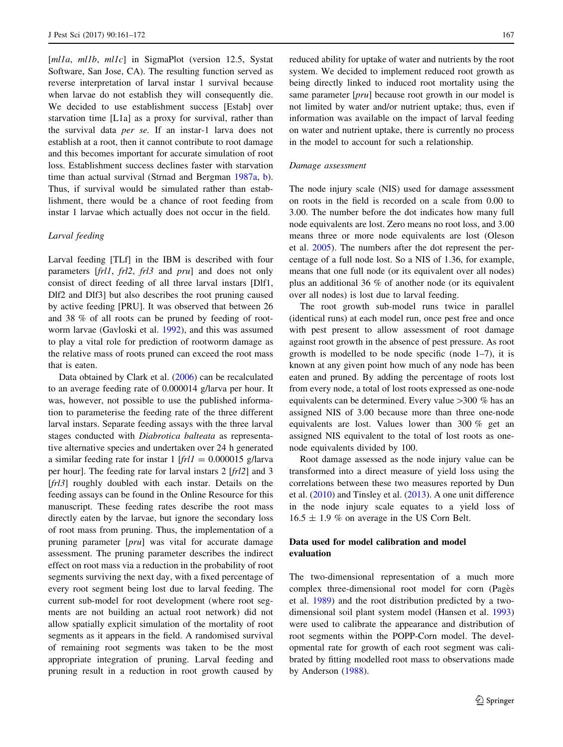[*ml1a*, *ml1b*, *ml1c*] in SigmaPlot (version 12.5, Systat Software, San Jose, CA). The resulting function served as reverse interpretation of larval instar 1 survival because when larvae do not establish they will consequently die. We decided to use establishment success [Estab] over starvation time [L1a] as a proxy for survival, rather than the survival data *per se*. If an instar-1 larva does not establish at a root, then it cannot contribute to root damage and this becomes important for accurate simulation of root loss. Establishment success declines faster with starvation time than actual survival (Strnad and Bergman 1987a, b). Thus, if survival would be simulated rather than establishment, there would be a chance of root feeding from instar 1 larvae which actually does not occur in the field.

### Larval feeding

Larval feeding [TLf] in the IBM is described with four parameters [*frl1*, *frl2*, *frl3* and *pru*] and does not only consist of direct feeding of all three larval instars [Dlf1, Dlf2 and Dlf3] but also describes the root pruning caused by active feeding [PRU]. It was observed that between 26 and 38 % of all roots can be pruned by feeding of rootworm larvae (Gavloski et al. 1992), and this was assumed to play a vital role for prediction of rootworm damage as the relative mass of roots pruned can exceed the root mass that is eaten.

Data obtained by Clark et al. (2006) can be recalculated to an average feeding rate of 0.000014 g/larva per hour. It was, however, not possible to use the published information to parameterise the feeding rate of the three different larval instars. Separate feeding assays with the three larval stages conducted with *Diabrotica balteata* as representative alternative species and undertaken over 24 h generated a similar feeding rate for instar 1 [$frl1 = 0.000015$ g/larva per hour]. The feeding rate for larval instars 2 [*frl2*] and 3 [*frl3*] roughly doubled with each instar. Details on the feeding assays can be found in the Online Resource for this manuscript. These feeding rates describe the root mass directly eaten by the larvae, but ignore the secondary loss of root mass from pruning. Thus, the implementation of a pruning parameter [*pru*] was vital for accurate damage assessment. The pruning parameter describes the indirect effect on root mass via a reduction in the probability of root segments surviving the next day, with a fixed percentage of every root segment being lost due to larval feeding. The current sub-model for root development (where root segments are not building an actual root network) did not allow spatially explicit simulation of the mortality of root segments as it appears in the field. A randomised survival of remaining root segments was taken to be the most appropriate integration of pruning. Larval feeding and pruning result in a reduction in root growth caused by reduced ability for uptake of water and nutrients by the root system. We decided to implement reduced root growth as being directly linked to induced root mortality using the same parameter [*pru*] because root growth in our model is not limited by water and/or nutrient uptake; thus, even if information was available on the impact of larval feeding on water and nutrient uptake, there is currently no process in the model to account for such a relationship.

### Damage assessment

The node injury scale (NIS) used for damage assessment on roots in the field is recorded on a scale from 0.00 to 3.00. The number before the dot indicates how many full node equivalents are lost. Zero means no root loss, and 3.00 means three or more node equivalents are lost (Oleson et al. 2005). The numbers after the dot represent the percentage of a full node lost. So a NIS of 1.36, for example, means that one full node (or its equivalent over all nodes) plus an additional 36 % of another node (or its equivalent over all nodes) is lost due to larval feeding.

The root growth sub-model runs twice in parallel (identical runs) at each model run, once pest free and once with pest present to allow assessment of root damage against root growth in the absence of pest pressure. As root growth is modelled to be node specific (node 1–7), it is known at any given point how much of any node has been eaten and pruned. By adding the percentage of roots lost from every node, a total of lost roots expressed as one-node equivalents can be determined. Every value >300 % has an assigned NIS of 3.00 because more than three one-node equivalents are lost. Values lower than 300 % get an assigned NIS equivalent to the total of lost roots as one-node equivalents divided by 100.

Root damage assessed as the node injury value can be transformed into a direct measure of yield loss using the correlations between these two measures reported by Dun et al. (2010) and Tinsley et al. (2013). A one unit difference in the node injury scale equates to a yield loss of $16.5 \pm 1.9$ % on average in the US Corn Belt.

## Data used for model calibration and model evaluation

The two-dimensional representation of a much more complex three-dimensional root model for corn (Pagès et al. 1989) and the root distribution predicted by a two-dimensional soil plant system model (Hansen et al. 1993) were used to calibrate the appearance and distribution of root segments within the POPP-Corn model. The developmental rate for growth of each root segment was calibrated by fitting modelled root mass to observations made by Anderson (1988).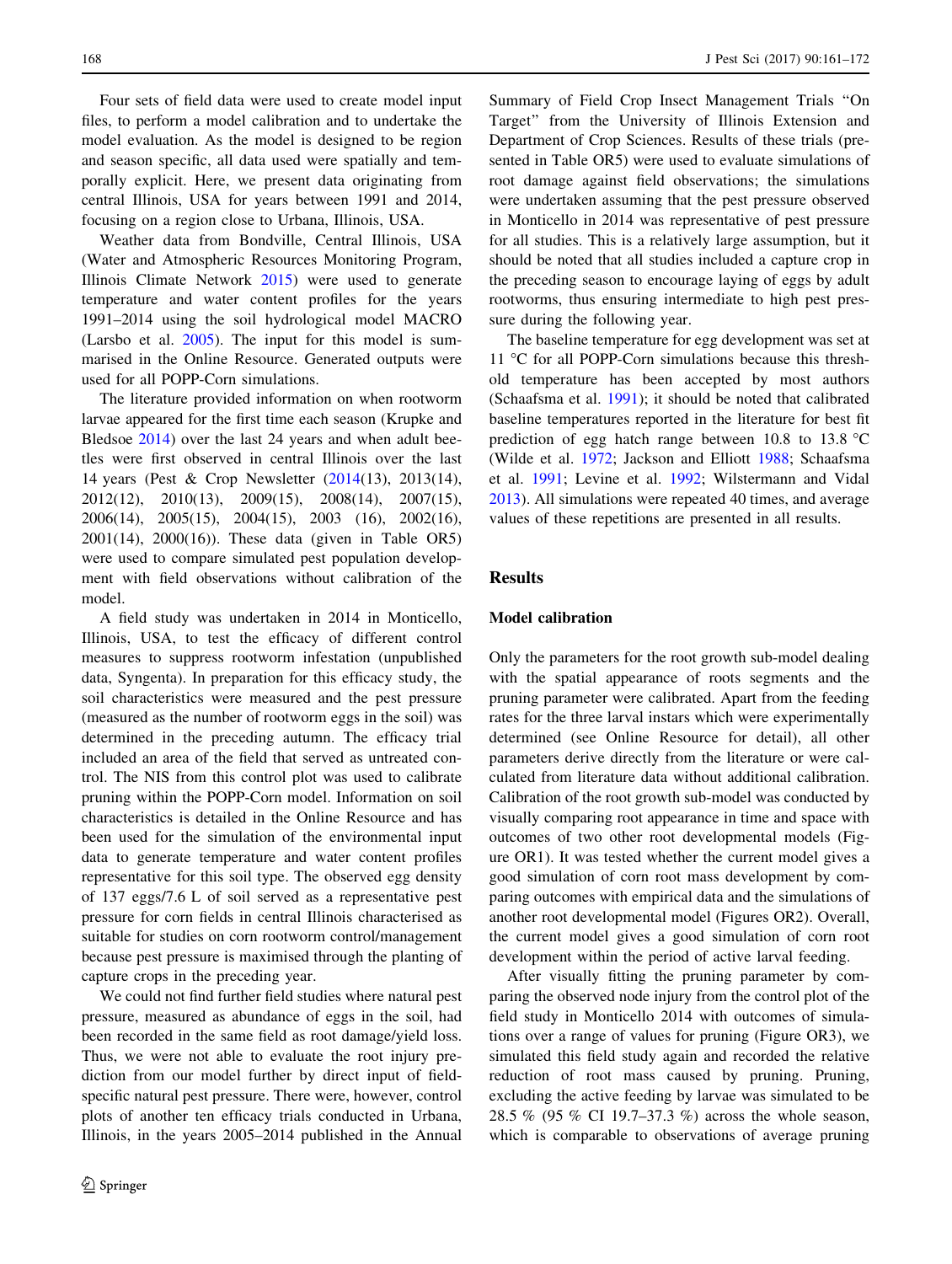Four sets of field data were used to create model input files, to perform a model calibration and to undertake the model evaluation. As the model is designed to be region and season specific, all data used were spatially and temporally explicit. Here, we present data originating from central Illinois, USA for years between 1991 and 2014, focusing on a region close to Urbana, Illinois, USA.

Weather data from Bondville, Central Illinois, USA (Water and Atmospheric Resources Monitoring Program, Illinois Climate Network 2015) were used to generate temperature and water content profiles for the years 1991–2014 using the soil hydrological model MACRO (Larsbo et al. 2005). The input for this model is summarised in the Online Resource. Generated outputs were used for all POPP-Corn simulations.

The literature provided information on when rootworm larvae appeared for the first time each season (Krupke and Bledsoe 2014) over the last 24 years and when adult beetles were first observed in central Illinois over the last 14 years (Pest & Crop Newsletter (2014(13), 2013(14), 2012(12), 2010(13), 2009(15), 2008(14), 2007(15), 2006(14), 2005(15), 2004(15), 2003 (16), 2002(16), 2001(14), 2000(16)). These data (given in Table OR5) were used to compare simulated pest population development with field observations without calibration of the model.

A field study was undertaken in 2014 in Monticello, Illinois, USA, to test the efficacy of different control measures to suppress rootworm infestation (unpublished data, Syngenta). In preparation for this efficacy study, the soil characteristics were measured and the pest pressure (measured as the number of rootworm eggs in the soil) was determined in the preceding autumn. The efficacy trial included an area of the field that served as untreated control. The NIS from this control plot was used to calibrate pruning within the POPP-Corn model. Information on soil characteristics is detailed in the Online Resource and has been used for the simulation of the environmental input data to generate temperature and water content profiles representative for this soil type. The observed egg density of 137 eggs/7.6 L of soil served as a representative pest pressure for corn fields in central Illinois characterised as suitable for studies on corn rootworm control/management because pest pressure is maximised through the planting of capture crops in the preceding year.

We could not find further field studies where natural pest pressure, measured as abundance of eggs in the soil, had been recorded in the same field as root damage/yield loss. Thus, we were not able to evaluate the root injury prediction from our model further by direct input of field-specific natural pest pressure. There were, however, control plots of another ten efficacy trials conducted in Urbana, Illinois, in the years 2005–2014 published in the Annual Summary of Field Crop Insect Management Trials "On Target" from the University of Illinois Extension and Department of Crop Sciences. Results of these trials (presented in Table OR5) were used to evaluate simulations of root damage against field observations; the simulations were undertaken assuming that the pest pressure observed in Monticello in 2014 was representative of pest pressure for all studies. This is a relatively large assumption, but it should be noted that all studies included a capture crop in the preceding season to encourage laying of eggs by adult rootworms, thus ensuring intermediate to high pest pressure during the following year.

The baseline temperature for egg development was set at 11 °C for all POPP-Corn simulations because this threshold temperature has been accepted by most authors (Schaafsma et al. 1991); it should be noted that calibrated baseline temperatures reported in the literature for best fit prediction of egg hatch range between 10.8 to 13.8 °C (Wilde et al. 1972; Jackson and Elliott 1988; Schaafsma et al. 1991; Levine et al. 1992; Wilstermann and Vidal 2013). All simulations were repeated 40 times, and average values of these repetitions are presented in all results.

## Results

### Model calibration

Only the parameters for the root growth sub-model dealing with the spatial appearance of roots segments and the pruning parameter were calibrated. Apart from the feeding rates for the three larval instars which were experimentally determined (see Online Resource for detail), all other parameters derive directly from the literature or were calculated from literature data without additional calibration. Calibration of the root growth sub-model was conducted by visually comparing root appearance in time and space with outcomes of two other root developmental models (Figure OR1). It was tested whether the current model gives a good simulation of corn root mass development by comparing outcomes with empirical data and the simulations of another root developmental model (Figures OR2). Overall, the current model gives a good simulation of corn root development within the period of active larval feeding.

After visually fitting the pruning parameter by comparing the observed node injury from the control plot of the field study in Monticello 2014 with outcomes of simulations over a range of values for pruning (Figure OR3), we simulated this field study again and recorded the relative reduction of root mass caused by pruning. Pruning, excluding the active feeding by larvae was simulated to be 28.5 % (95 % CI 19.7–37.3 %) across the whole season, which is comparable to observations of average pruning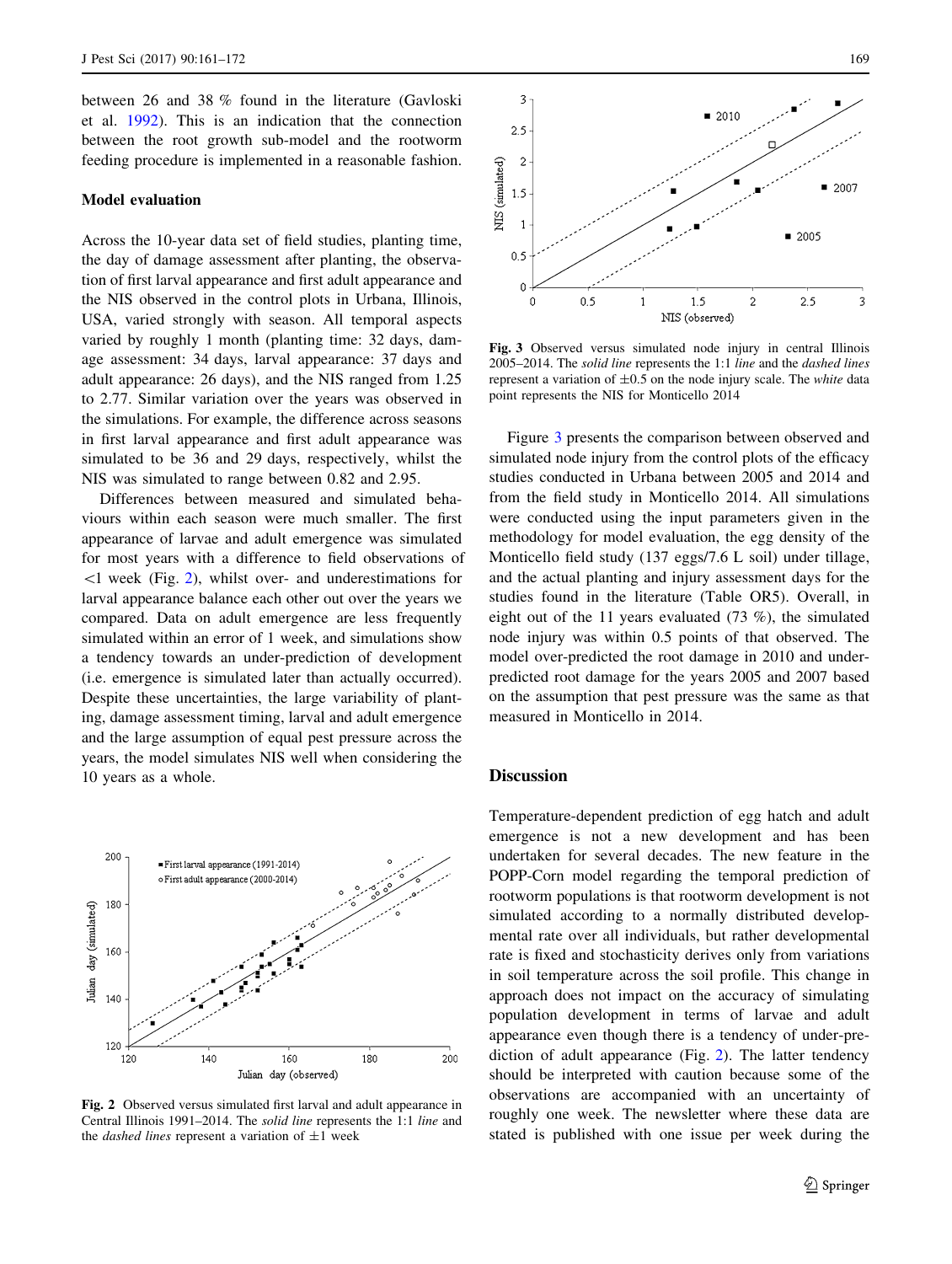between 26 and 38 % found in the literature (Gavloski et al. 1992). This is an indication that the connection between the root growth sub-model and the rootworm feeding procedure is implemented in a reasonable fashion.

### Model evaluation

Across the 10-year data set of field studies, planting time, the day of damage assessment after planting, the observation of first larval appearance and first adult appearance and the NIS observed in the control plots in Urbana, Illinois, USA, varied strongly with season. All temporal aspects varied by roughly 1 month (planting time: 32 days, damage assessment: 34 days, larval appearance: 37 days and adult appearance: 26 days), and the NIS ranged from 1.25 to 2.77. Similar variation over the years was observed in the simulations. For example, the difference across seasons in first larval appearance and first adult appearance was simulated to be 36 and 29 days, respectively, whilst the NIS was simulated to range between 0.82 and 2.95.

Differences between measured and simulated behaviours within each season were much smaller. The first appearance of larvae and adult emergence was simulated for most years with a difference to field observations of <1 week (Fig. 2), whilst over- and underestimations for larval appearance balance each other out over the years we compared. Data on adult emergence are less frequently simulated within an error of 1 week, and simulations show a tendency towards an under-prediction of development (i.e. emergence is simulated later than actually occurred). Despite these uncertainties, the large variability of planting, damage assessment timing, larval and adult emergence and the large assumption of equal pest pressure across the years, the model simulates NIS well when considering the 10 years as a whole.

Fig. 2 Observed versus simulated first larval and adult appearance in Central Illinois 1991–2014. The *solid line* represents the 1:1 *line* and the *dashed lines* represent a variation of ±1 week

Fig. 3 Observed versus simulated node injury in central Illinois 2005–2014. The *solid line* represents the 1:1 *line* and the *dashed lines* represent a variation of ±0.5 on the node injury scale. The *white* data point represents the NIS for Monticello 2014

Figure 3 presents the comparison between observed and simulated node injury from the control plots of the efficacy studies conducted in Urbana between 2005 and 2014 and from the field study in Monticello 2014. All simulations were conducted using the input parameters given in the methodology for model evaluation, the egg density of the Monticello field study (137 eggs/7.6 L soil) under tillage, and the actual planting and injury assessment days for the studies found in the literature (Table OR5). Overall, in eight out of the 11 years evaluated (73 %), the simulated node injury was within 0.5 points of that observed. The model over-predicted the root damage in 2010 and under-predicted root damage for the years 2005 and 2007 based on the assumption that pest pressure was the same as that measured in Monticello in 2014.

## Discussion

Temperature-dependent prediction of egg hatch and adult emergence is not a new development and has been undertaken for several decades. The new feature in the POPP-Corn model regarding the temporal prediction of rootworm populations is that rootworm development is not simulated according to a normally distributed developmental rate over all individuals, but rather developmental rate is fixed and stochasticity derives only from variations in soil temperature across the soil profile. This change in approach does not impact on the accuracy of simulating population development in terms of larvae and adult appearance even though there is a tendency of under-prediction of adult appearance (Fig. 2). The latter tendency should be interpreted with caution because some of the observations are accompanied with an uncertainty of roughly one week. The newsletter where these data are stated is published with one issue per week during the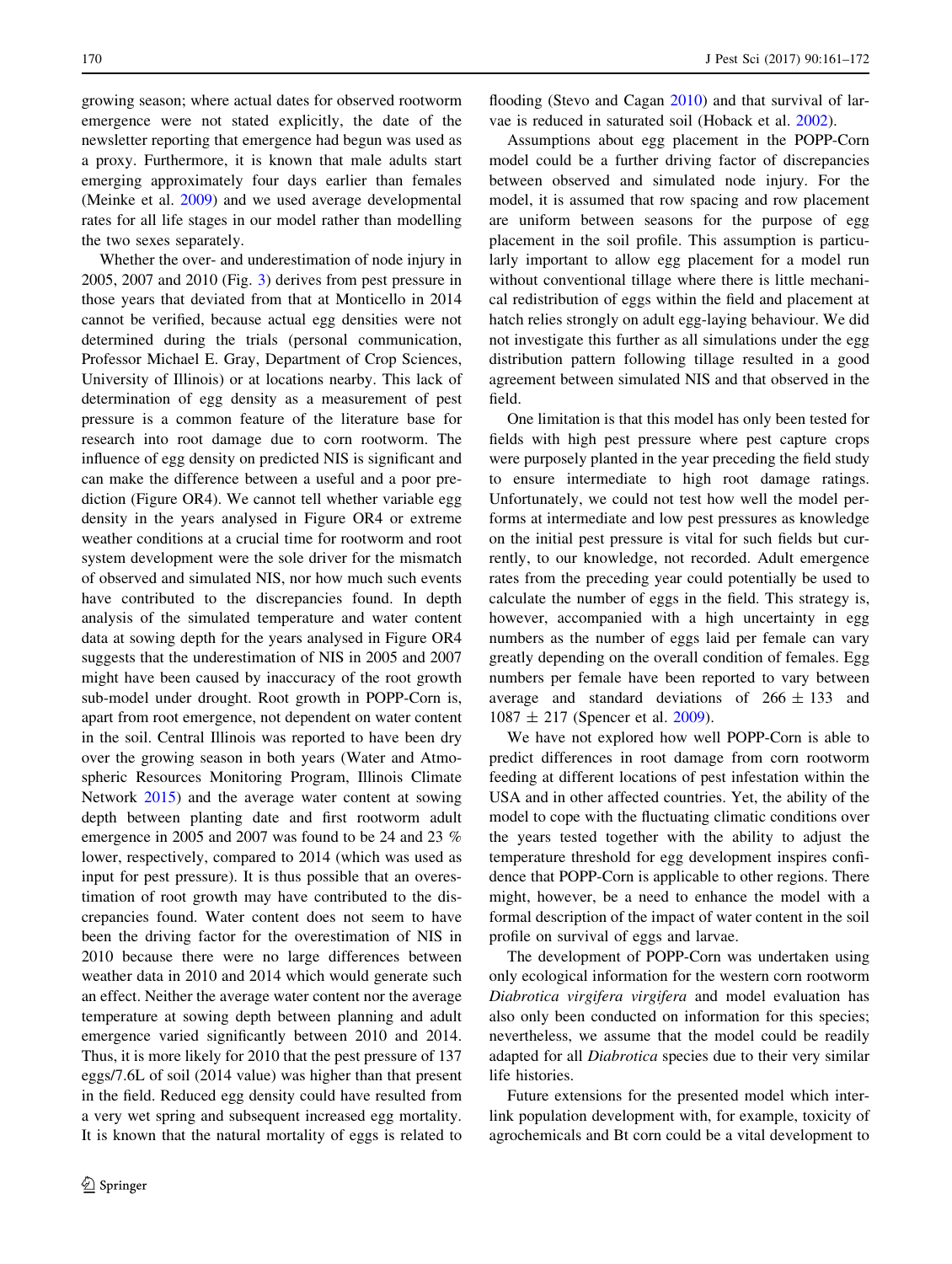growing season; where actual dates for observed rootworm emergence were not stated explicitly, the date of the newsletter reporting that emergence had begun was used as a proxy. Furthermore, it is known that male adults start emerging approximately four days earlier than females (Meinke et al. 2009) and we used average developmental rates for all life stages in our model rather than modelling the two sexes separately.

Whether the over- and underestimation of node injury in 2005, 2007 and 2010 (Fig. 3) derives from pest pressure in those years that deviated from that at Monticello in 2014 cannot be verified, because actual egg densities were not determined during the trials (personal communication, Professor Michael E. Gray, Department of Crop Sciences, University of Illinois) or at locations nearby. This lack of determination of egg density as a measurement of pest pressure is a common feature of the literature base for research into root damage due to corn rootworm. The influence of egg density on predicted NIS is significant and can make the difference between a useful and a poor prediction (Figure OR4). We cannot tell whether variable egg density in the years analysed in Figure OR4 or extreme weather conditions at a crucial time for rootworm and root system development were the sole driver for the mismatch of observed and simulated NIS, nor how much such events have contributed to the discrepancies found. In depth analysis of the simulated temperature and water content data at sowing depth for the years analysed in Figure OR4 suggests that the underestimation of NIS in 2005 and 2007 might have been caused by inaccuracy of the root growth sub-model under drought. Root growth in POPP-Corn is, apart from root emergence, not dependent on water content in the soil. Central Illinois was reported to have been dry over the growing season in both years (Water and Atmospheric Resources Monitoring Program, Illinois Climate Network 2015) and the average water content at sowing depth between planting date and first rootworm adult emergence in 2005 and 2007 was found to be 24 and 23 % lower, respectively, compared to 2014 (which was used as input for pest pressure). It is thus possible that an overestimation of root growth may have contributed to the discrepancies found. Water content does not seem to have been the driving factor for the overestimation of NIS in 2010 because there were no large differences between weather data in 2010 and 2014 which would generate such an effect. Neither the average water content nor the average temperature at sowing depth between planning and adult emergence varied significantly between 2010 and 2014. Thus, it is more likely for 2010 that the pest pressure of 137 eggs/7.6L of soil (2014 value) was higher than that present in the field. Reduced egg density could have resulted from a very wet spring and subsequent increased egg mortality. It is known that the natural mortality of eggs is related to flooding (Stevo and Cagan 2010) and that survival of larvae is reduced in saturated soil (Hoback et al. 2002).

Assumptions about egg placement in the POPP-Corn model could be a further driving factor of discrepancies between observed and simulated node injury. For the model, it is assumed that row spacing and row placement are uniform between seasons for the purpose of egg placement in the soil profile. This assumption is particularly important to allow egg placement for a model run without conventional tillage where there is little mechanical redistribution of eggs within the field and placement at hatch relies strongly on adult egg-laying behaviour. We did not investigate this further as all simulations under the egg distribution pattern following tillage resulted in a good agreement between simulated NIS and that observed in the field.

One limitation is that this model has only been tested for fields with high pest pressure where pest capture crops were purposely planted in the year preceding the field study to ensure intermediate to high root damage ratings. Unfortunately, we could not test how well the model performs at intermediate and low pest pressures as knowledge on the initial pest pressure is vital for such fields but currently, to our knowledge, not recorded. Adult emergence rates from the preceding year could potentially be used to calculate the number of eggs in the field. This strategy is, however, accompanied with a high uncertainty in egg numbers as the number of eggs laid per female can vary greatly depending on the overall condition of females. Egg numbers per female have been reported to vary between average and standard deviations of $266 \pm 133$ and $1087 \pm 217$ (Spencer et al. 2009).

We have not explored how well POPP-Corn is able to predict differences in root damage from corn rootworm feeding at different locations of pest infestation within the USA and in other affected countries. Yet, the ability of the model to cope with the fluctuating climatic conditions over the years tested together with the ability to adjust the temperature threshold for egg development inspires confidence that POPP-Corn is applicable to other regions. There might, however, be a need to enhance the model with a formal description of the impact of water content in the soil profile on survival of eggs and larvae.

The development of POPP-Corn was undertaken using only ecological information for the western corn rootworm *Diabrotica virgifera virgifera* and model evaluation has also only been conducted on information for this species; nevertheless, we assume that the model could be readily adapted for all *Diabrotica* species due to their very similar life histories.

Future extensions for the presented model which interlink population development with, for example, toxicity of agrochemicals and Bt corn could be a vital development to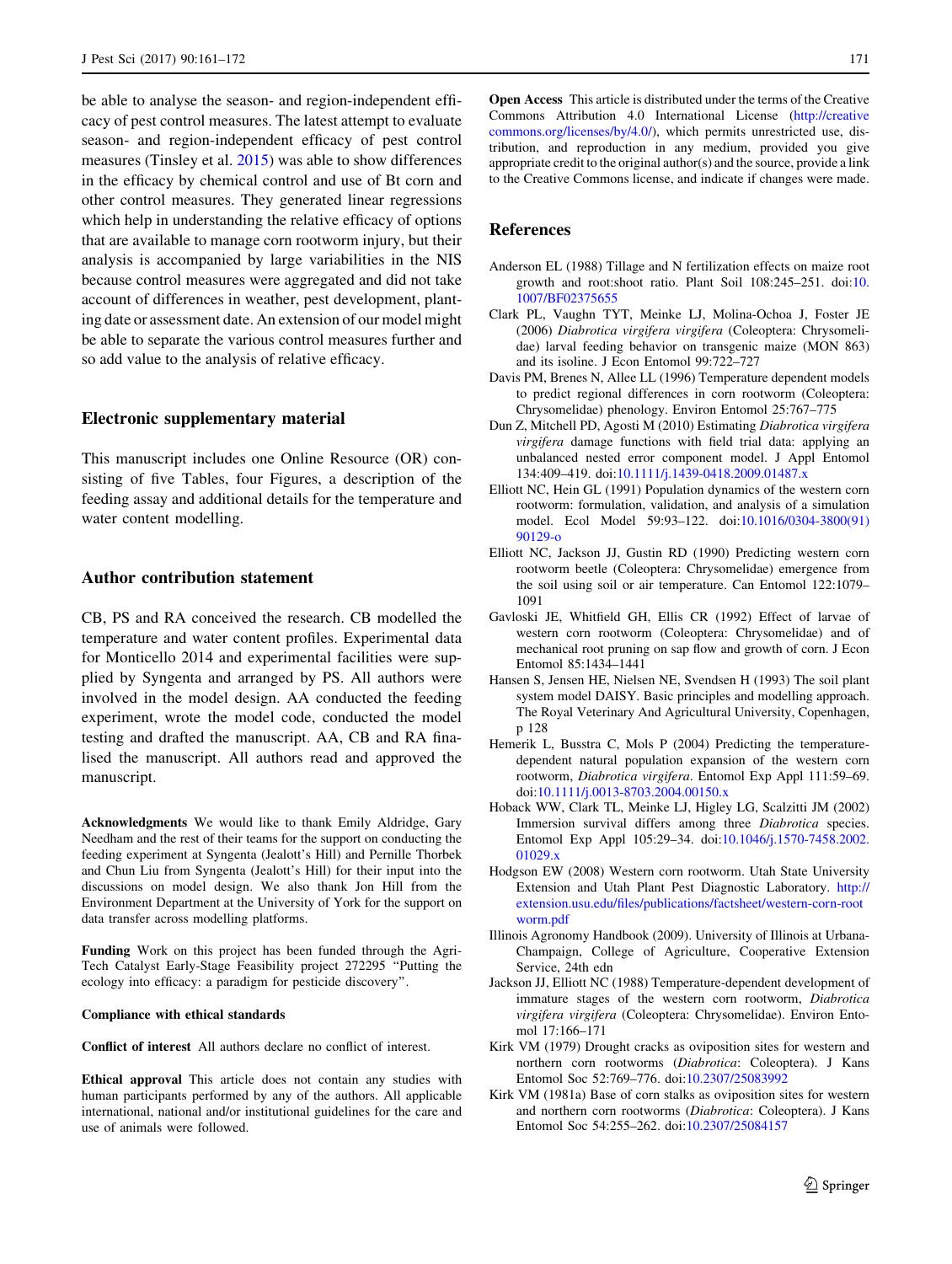be able to analyse the season- and region-independent efficacy of pest control measures. The latest attempt to evaluate season- and region-independent efficacy of pest control measures (Tinsley et al. 2015) was able to show differences in the efficacy by chemical control and use of Bt corn and other control measures. They generated linear regressions which help in understanding the relative efficacy of options that are available to manage corn rootworm injury, but their analysis is accompanied by large variabilities in the NIS because control measures were aggregated and did not take account of differences in weather, pest development, planting date or assessment date. An extension of our model might be able to separate the various control measures further and so add value to the analysis of relative efficacy.

## Electronic supplementary material

This manuscript includes one Online Resource (OR) consisting of five Tables, four Figures, a description of the feeding assay and additional details for the temperature and water content modelling.

## Author contribution statement

CB, PS and RA conceived the research. CB modelled the temperature and water content profiles. Experimental data for Monticello 2014 and experimental facilities were supplied by Syngenta and arranged by PS. All authors were involved in the model design. AA conducted the feeding experiment, wrote the model code, conducted the model testing and drafted the manuscript. AA, CB and RA finalised the manuscript. All authors read and approved the manuscript.

**Acknowledgments** We would like to thank Emily Aldridge, Gary Needham and the rest of their teams for the support on conducting the feeding experiment at Syngenta (Jealott's Hill) and Pernille Thorbek and Chun Liu from Syngenta (Jealott's Hill) for their input into the discussions on model design. We also thank Jon Hill from the Environment Department at the University of York for the support on data transfer across modelling platforms.

**Funding** Work on this project has been funded through the Agri-Tech Catalyst Early-Stage Feasibility project 272295 "Putting the ecology into efficacy: a paradigm for pesticide discovery".

### Compliance with ethical standards

**Conflict of interest** All authors declare no conflict of interest.

**Ethical approval** This article does not contain any studies with human participants performed by any of the authors. All applicable international, national and/or institutional guidelines for the care and use of animals were followed.

**Open Access** This article is distributed under the terms of the Creative Commons Attribution 4.0 International License (http://creativecommons.org/licenses/by/4.0/), which permits unrestricted use, distribution, and reproduction in any medium, provided you give appropriate credit to the original author(s) and the source, provide a link to the Creative Commons license, and indicate if changes were made.

## References

Anderson EL (1988) Tillage and N fertilization effects on maize root growth and root:shoot ratio. Plant Soil 108:245–251. doi:10.1007/BF02375655

Clark PL, Vaughn TYT, Meinke LJ, Molina-Ochoa J, Foster JE (2006) *Diabrotica virgifera virgifera* (Coleoptera: Chrysomelidae) larval feeding behavior on transgenic maize (MON 863) and its isoline. J Econ Entomol 99:722–727

Davis PM, Brenes N, Allee LL (1996) Temperature dependent models to predict regional differences in corn rootworm (Coleoptera: Chrysomelidae) phenology. Environ Entomol 25:767–775

Dun Z, Mitchell PD, Agosti M (2010) Estimating *Diabrotica virgifera virgifera* damage functions with field trial data: applying an unbalanced nested error component model. J Appl Entomol 134:409–419. doi:10.1111/j.1439-0418.2009.01487.x

Elliott NC, Hein GL (1991) Population dynamics of the western corn rootworm: formulation, validation, and analysis of a simulation model. Ecol Model 59:93–122. doi:10.1016/0304-3800(91)90129-o

Elliott NC, Jackson JJ, Gustin RD (1990) Predicting western corn rootworm beetle (Coleoptera: Chrysomelidae) emergence from the soil using soil or air temperature. Can Entomol 122:1079–1091

Gavloski JE, Whitfield GH, Ellis CR (1992) Effect of larvae of western corn rootworm (Coleoptera: Chrysomelidae) and of mechanical root pruning on sap flow and growth of corn. J Econ Entomol 85:1434–1441

Hansen S, Jensen HE, Nielsen NE, Svendsen H (1993) The soil plant system model DAISY. Basic principles and modelling approach. The Royal Veterinary And Agricultural University, Copenhagen, p 128

Hemerik L, Busstra C, Mols P (2004) Predicting the temperature-dependent natural population expansion of the western corn rootworm, *Diabrotica virgifera*. Entomol Exp Appl 111:59–69. doi:10.1111/j.0013-8703.2004.00150.x

Hoback WW, Clark TL, Meinke LJ, Higley LG, Scalzitti JM (2002) Immersion survival differs among three *Diabrotica* species. Entomol Exp Appl 105:29–34. doi:10.1046/j.1570-7458.2002.01029.x

Hodgson EW (2008) Western corn rootworm. Utah State University Extension and Utah Plant Pest Diagnostic Laboratory. http://extension.usu.edu/files/publications/factsheet/western-corn-rootworm.pdf

Illinois Agronomy Handbook (2009). University of Illinois at Urbana-Champaign, College of Agriculture, Cooperative Extension Service, 24th edn

Jackson JJ, Elliott NC (1988) Temperature-dependent development of immature stages of the western corn rootworm, *Diabrotica virgifera virgifera* (Coleoptera: Chrysomelidae). Environ Entomol 17:166–171

Kirk VM (1979) Drought cracks as oviposition sites for western and northern corn rootworms (*Diabrotica*: Coleoptera). J Kans Entomol Soc 52:769–776. doi:10.2307/25083992

Kirk VM (1981a) Base of corn stalks as oviposition sites for western and northern corn rootworms (*Diabrotica*: Coleoptera). J Kans Entomol Soc 54:255–262. doi:10.2307/25084157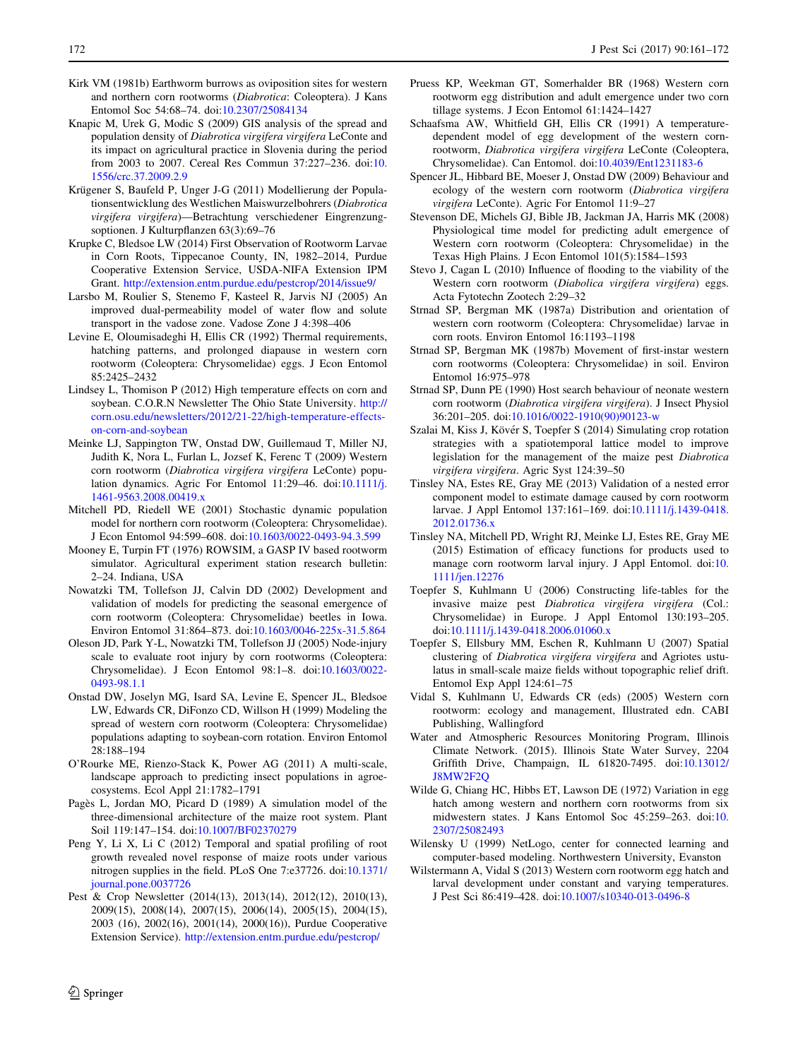Kirk VM (1981b) Earthworm burrows as oviposition sites for western and northern corn rootworms (*Diabrotica*: Coleoptera). J Kans Entomol Soc 54:68–74. doi:10.2307/25084134

Knapic M, Urek G, Modic S (2009) GIS analysis of the spread and population density of *Diabrotica virgifera virgifera* LeConte and its impact on agricultural practice in Slovenia during the period from 2003 to 2007. Cereal Res Commun 37:227–236. doi:10.1556/crc.37.2009.2.9

Krügener S, Baufeld P, Unger J-G (2011) Modellierung der Populationsentwicklung des Westlichen Maiswurzelbohrers (*Diabrotica virgifera virgifera*)—Betrachtung verschiedener Eingrenzungsoptionen. J Kulturpflanzen 63(3):69–76

Krupke C, Bledsoe LW (2014) First Observation of Rootworm Larvae in Corn Roots, Tippecanoe County, IN, 1982–2014, Purdue Cooperative Extension Service, USDA-NIFA Extension IPM Grant. http://extension.entm.purdue.edu/pestcrop/2014/issue9/

Larsbo M, Roulier S, Stenemo F, Kasteel R, Jarvis NJ (2005) An improved dual-permeability model of water flow and solute transport in the vadose zone. Vadose Zone J 4:398–406

Levine E, Oloumisadeghi H, Ellis CR (1992) Thermal requirements, hatching patterns, and prolonged diapause in western corn rootworm (Coleoptera: Chrysomelidae) eggs. J Econ Entomol 85:2425–2432

Lindsey L, Thomison P (2012) High temperature effects on corn and soybean. C.O.R.N Newsletter The Ohio State University. http://corn.osu.edu/newsletters/2012/21-22/high-temperature-effects-on-corn-and-soybean

Meinke LJ, Sappington TW, Onstad DW, Guillemaud T, Miller NJ, Judith K, Nora L, Furlan L, Jozsef K, Ferenc T (2009) Western corn rootworm (*Diabrotica virgifera virgifera* LeConte) population dynamics. Agric For Entomol 11:29–46. doi:10.1111/j.1461-9563.2008.00419.x

Mitchell PD, Riedell WE (2001) Stochastic dynamic population model for northern corn rootworm (Coleoptera: Chrysomelidae). J Econ Entomol 94:599–608. doi:10.1603/0022-0493-94.3.599

Mooney E, Turpin FT (1976) ROWSIM, a GASP IV based rootworm simulator. Agricultural experiment station research bulletin: 2–24. Indiana, USA

Nowatzki TM, Tollefson JJ, Calvin DD (2002) Development and validation of models for predicting the seasonal emergence of corn rootworm (Coleoptera: Chrysomelidae) beetles in Iowa. Environ Entomol 31:864–873. doi:10.1603/0046-225x-31.5.864

Oleson JD, Park Y-L, Nowatzki TM, Tollefson JJ (2005) Node-injury scale to evaluate root injury by corn rootworms (Coleoptera: Chrysomelidae). J Econ Entomol 98:1–8. doi:10.1603/0022-0493-98.1.1

Onstad DW, Joselyn MG, Isard SA, Levine E, Spencer JL, Bledsoe LW, Edwards CR, DiFonzo CD, Willson H (1999) Modeling the spread of western corn rootworm (Coleoptera: Chrysomelidae) populations adapting to soybean-corn rotation. Environ Entomol 28:188–194

O'Rourke ME, Rienzo-Stack K, Power AG (2011) A multi-scale, landscape approach to predicting insect populations in agroecosystems. Ecol Appl 21:1782–1791

Pagès L, Jordan MO, Picard D (1989) A simulation model of the three-dimensional architecture of the maize root system. Plant Soil 119:147–154. doi:10.1007/BF02370279

Peng Y, Li X, Li C (2012) Temporal and spatial profiling of root growth revealed novel response of maize roots under various nitrogen supplies in the field. PLoS One 7:e37726. doi:10.1371/journal.pone.0037726

Pest & Crop Newsletter (2014(13), 2013(14), 2012(12), 2010(13), 2009(15), 2008(14), 2007(15), 2006(14), 2005(15), 2004(15), 2003 (16), 2002(16), 2001(14), 2000(16)), Purdue Cooperative Extension Service). http://extension.entm.purdue.edu/pestcrop/

Pruess KP, Weekman GT, Somerhalder BR (1968) Western corn rootworm egg distribution and adult emergence under two corn tillage systems. J Econ Entomol 61:1424–1427

Schaafsma AW, Whitfield GH, Ellis CR (1991) A temperature-dependent model of egg development of the western corn-rootworm, *Diabrotica virgifera virgifera* LeConte (Coleoptera, Chrysomelidae). Can Entomol. doi:10.4039/Ent1231183-6

Spencer JL, Hibbard BE, Moeser J, Onstad DW (2009) Behaviour and ecology of the western corn rootworm (*Diabrotica virgifera virgifera* LeConte). Agric For Entomol 11:9–27

Stevenson DE, Michels GJ, Bible JB, Jackman JA, Harris MK (2008) Physiological time model for predicting adult emergence of Western corn rootworm (Coleoptera: Chrysomelidae) in the Texas High Plains. J Econ Entomol 101(5):1584–1593

Stevo J, Cagan L (2010) Influence of flooding to the viability of the Western corn rootworm (*Diabolica virgifera virgifera*) eggs. Acta Fytotechn Zootech 2:29–32

Strnad SP, Bergman MK (1987a) Distribution and orientation of western corn rootworm (Coleoptera: Chrysomelidae) larvae in corn roots. Environ Entomol 16:1193–1198

Strnad SP, Bergman MK (1987b) Movement of first-instar western corn rootworms (Coleoptera: Chrysomelidae) in soil. Environ Entomol 16:975–978

Strnad SP, Dunn PE (1990) Host search behaviour of neonate western corn rootworm (*Diabrotica virgifera virgifera*). J Insect Physiol 36:201–205. doi:10.1016/0022-1910(90)90123-w

Szalai M, Kiss J, Kövér S, Toepfer S (2014) Simulating crop rotation strategies with a spatiotemporal lattice model to improve legislation for the management of the maize pest *Diabrotica virgifera virgifera*. Agric Syst 124:39–50

Tinsley NA, Estes RE, Gray ME (2013) Validation of a nested error component model to estimate damage caused by corn rootworm larvae. J Appl Entomol 137:161–169. doi:10.1111/j.1439-0418.2012.01736.x

Tinsley NA, Mitchell PD, Wright RJ, Meinke LJ, Estes RE, Gray ME (2015) Estimation of efficacy functions for products used to manage corn rootworm larval injury. J Appl Entomol. doi:10.1111/jen.12276

Toepfer S, Kuhlmann U (2006) Constructing life-tables for the invasive maize pest *Diabrotica virgifera virgifera* (Col.: Chrysomelidae) in Europe. J Appl Entomol 130:193–205. doi:10.1111/j.1439-0418.2006.01060.x

Toepfer S, Ellsbury MM, Eschen R, Kuhlmann U (2007) Spatial clustering of *Diabrotica virgifera virgifera* and Agriotes ustulatus in small-scale maize fields without topographic relief drift. Entomol Exp Appl 124:61–75

Vidal S, Kuhlmann U, Edwards CR (eds) (2005) Western corn rootworm: ecology and management, Illustrated edn. CABI Publishing, Wallingford

Water and Atmospheric Resources Monitoring Program, Illinois Climate Network. (2015). Illinois State Water Survey, 2204 Griffith Drive, Champaign, IL 61820-7495. doi:10.13012/J8MW2F2Q

Wilde G, Chiang HC, Hibbs ET, Lawson DE (1972) Variation in egg hatch among western and northern corn rootworms from six midwestern states. J Kans Entomol Soc 45:259–263. doi:10.2307/25082493

Wilensky U (1999) NetLogo, center for connected learning and computer-based modeling. Northwestern University, Evanston

Wilstermann A, Vidal S (2013) Western corn rootworm egg hatch and larval development under constant and varying temperatures. J Pest Sci 86:419–428. doi:10.1007/s10340-013-0496-8